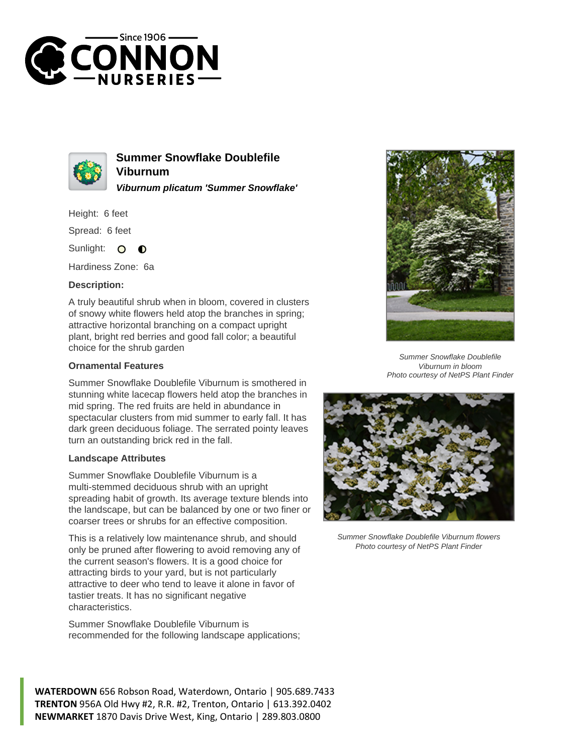# Summer Snowflake Doublefile Viburnum

***Viburnum plicatum 'Summer Snowflake'***

Height: 6 feet

Spread: 6 feet

Sunlight:

Hardiness Zone: 6a

### Description:

A truly beautiful shrub when in bloom, covered in clusters of snowy white flowers held atop the branches in spring; attractive horizontal branching on a compact upright plant, bright red berries and good fall color; a beautiful choice for the shrub garden

### Ornamental Features

Summer Snowflake Doublefile Viburnum is smothered in stunning white lacecap flowers held atop the branches in mid spring. The red fruits are held in abundance in spectacular clusters from mid summer to early fall. It has dark green deciduous foliage. The serrated pointy leaves turn an outstanding brick red in the fall.

### Landscape Attributes

Summer Snowflake Doublefile Viburnum is a multi-stemmed deciduous shrub with an upright spreading habit of growth. Its average texture blends into the landscape, but can be balanced by one or two finer or coarser trees or shrubs for an effective composition.

This is a relatively low maintenance shrub, and should only be pruned after flowering to avoid removing any of the current season's flowers. It is a good choice for attracting birds to your yard, but is not particularly attractive to deer who tend to leave it alone in favor of tastier treats. It has no significant negative characteristics.

Summer Snowflake Doublefile Viburnum is recommended for the following landscape applications;

*Summer Snowflake Doublefile Viburnum in bloom*
*Photo courtesy of NetPS Plant Finder*

*Summer Snowflake Doublefile Viburnum flowers*
*Photo courtesy of NetPS Plant Finder*

**WATERDOWN** 656 Robson Road, Waterdown, Ontario | 905.689.7433
**TRENTON** 956A Old Hwy #2, R.R. #2, Trenton, Ontario | 613.392.0402
**NEWMARKET** 1870 Davis Drive West, King, Ontario | 289.803.0800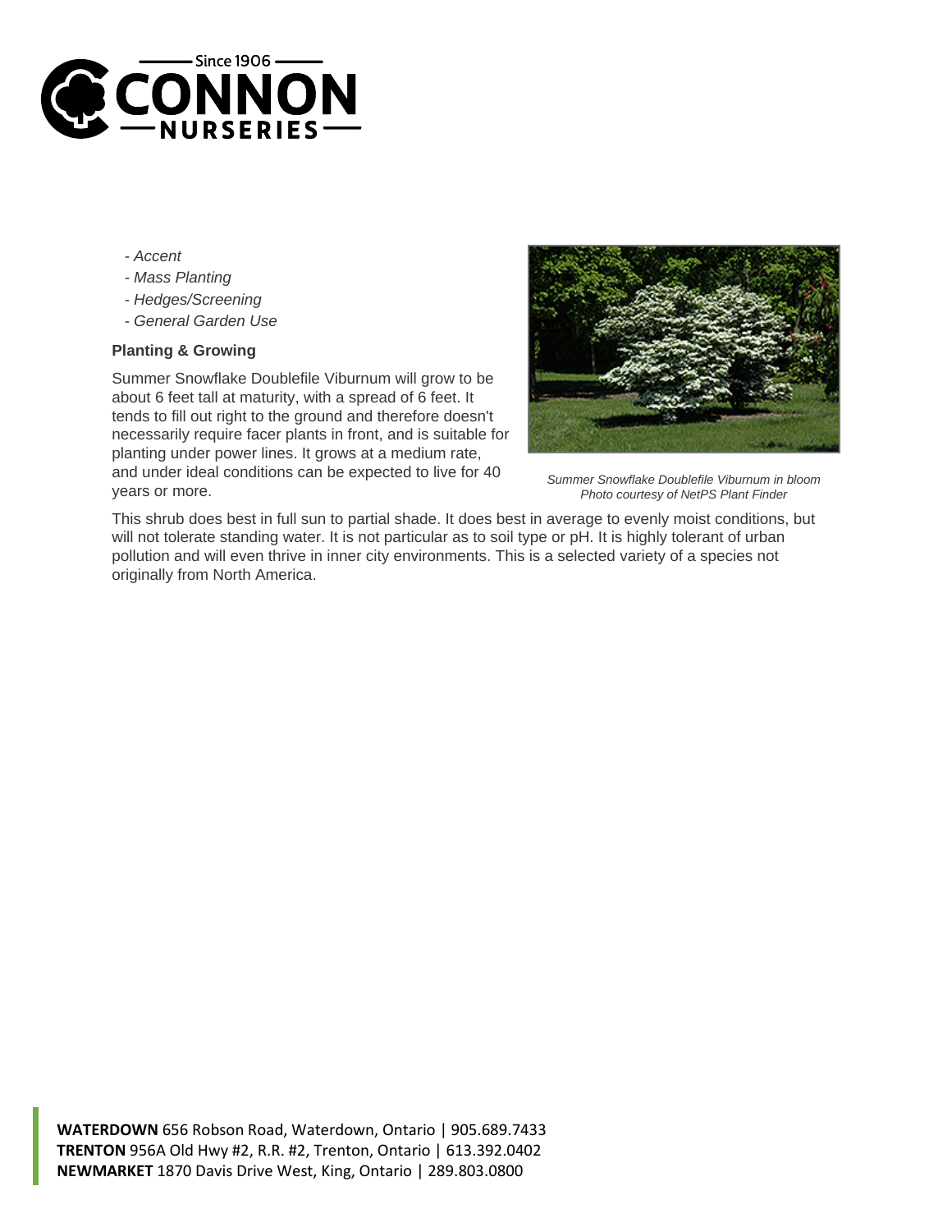- *Accent*
- *Mass Planting*
- *Hedges/Screening*
- *General Garden Use*

**Planting & Growing**

Summer Snowflake Doublefile Viburnum will grow to be about 6 feet tall at maturity, with a spread of 6 feet. It tends to fill out right to the ground and therefore doesn't necessarily require facer plants in front, and is suitable for planting under power lines. It grows at a medium rate, and under ideal conditions can be expected to live for 40 years or more.

*Summer Snowflake Doublefile Viburnum in bloom*
*Photo courtesy of NetPS Plant Finder*

This shrub does best in full sun to partial shade. It does best in average to evenly moist conditions, but will not tolerate standing water. It is not particular as to soil type or pH. It is highly tolerant of urban pollution and will even thrive in inner city environments. This is a selected variety of a species not originally from North America.

**WATERDOWN** 656 Robson Road, Waterdown, Ontario | 905.689.7433
**TRENTON** 956A Old Hwy #2, R.R. #2, Trenton, Ontario | 613.392.0402
**NEWMARKET** 1870 Davis Drive West, King, Ontario | 289.803.0800